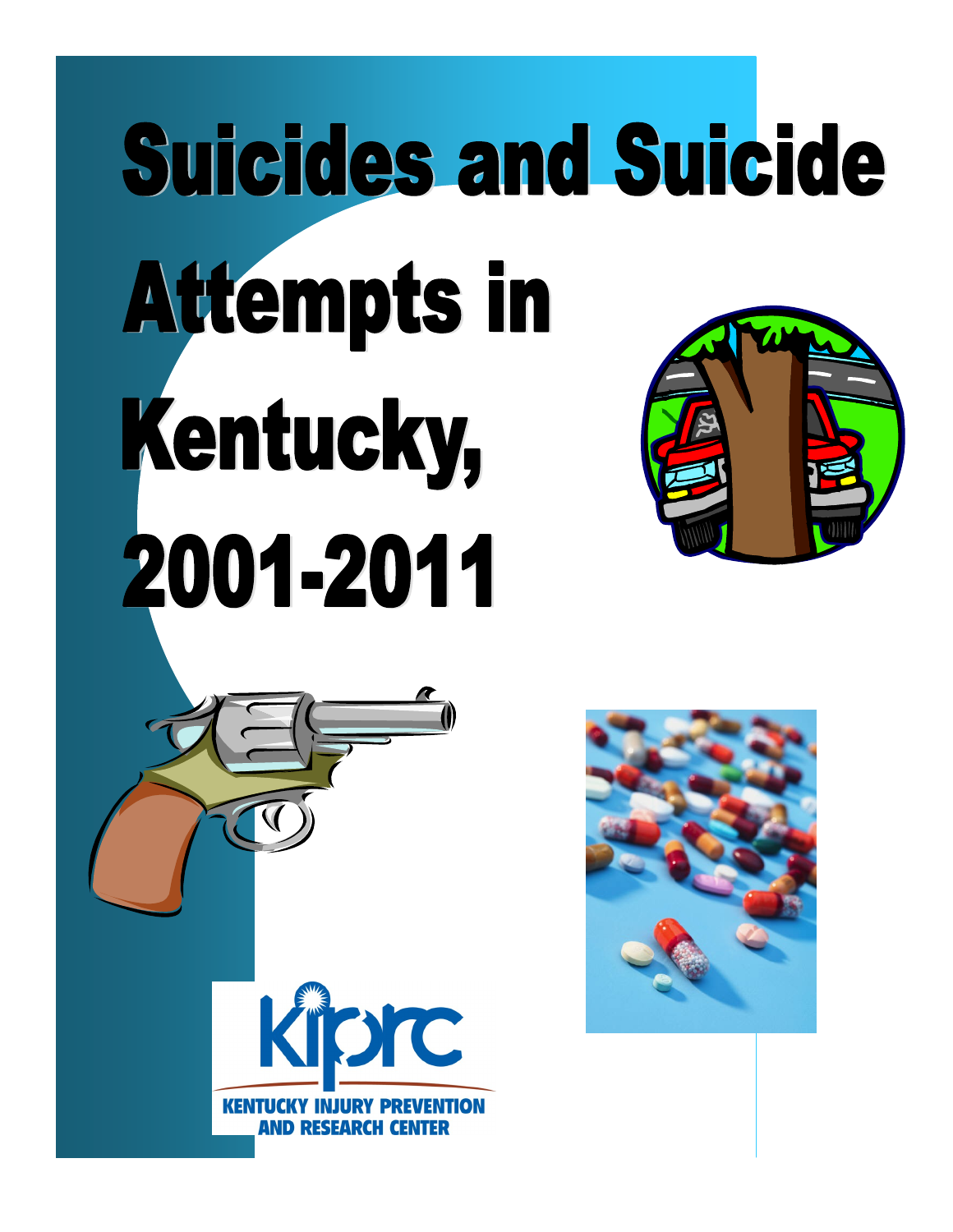# Suicides and Suicide Attempts in Kentucky, 2001-2011

KIPRC

KENTUCKY INJURY PREVENTION AND RESEARCH CENTER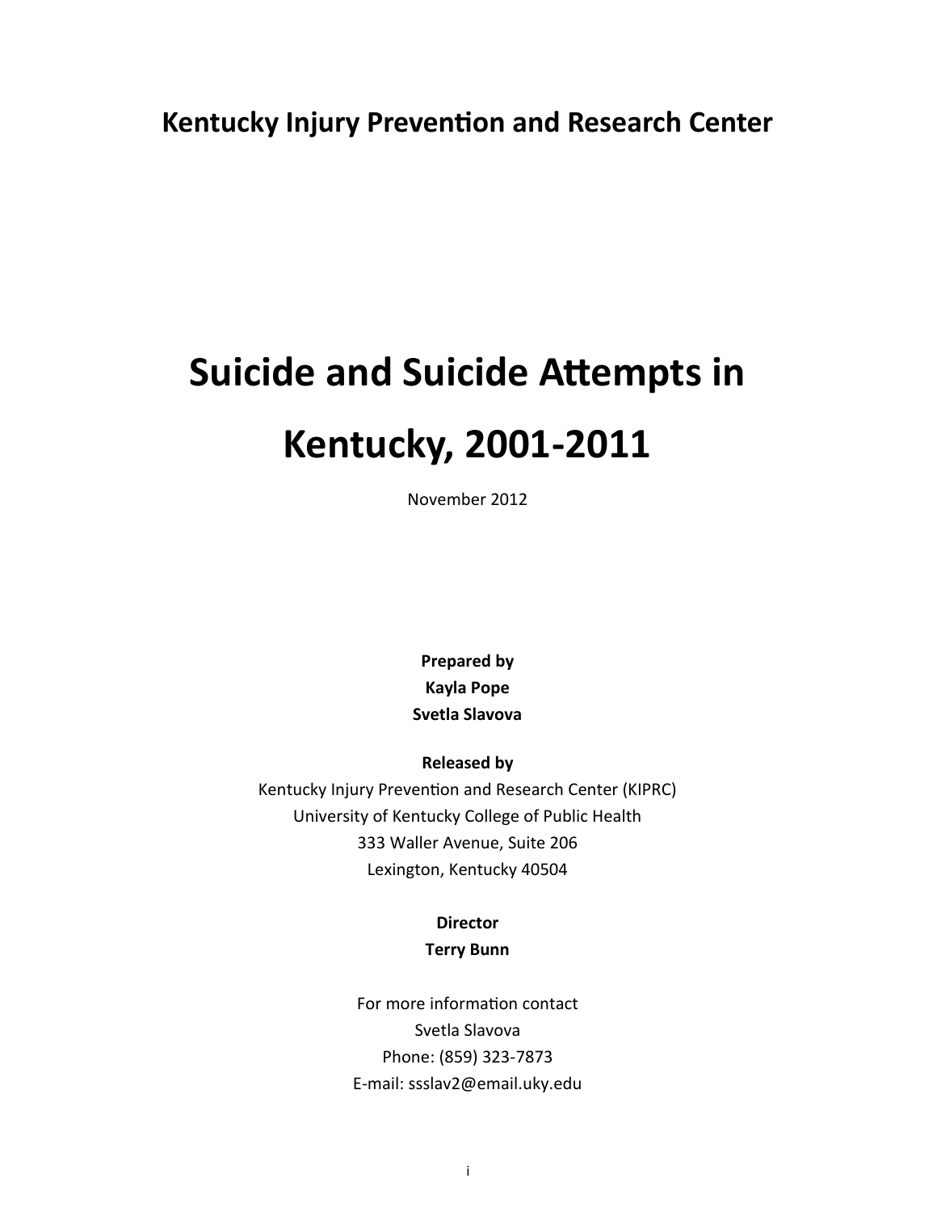# Kentucky Injury Prevention and Research Center

# Suicide and Suicide Attempts in Kentucky, 2001-2011

November 2012

**Prepared by**
**Kayla Pope**
**Svetla Slavova**

**Released by**
Kentucky Injury Prevention and Research Center (KIPRC)
University of Kentucky College of Public Health
333 Waller Avenue, Suite 206
Lexington, Kentucky 40504

**Director**
**Terry Bunn**

For more information contact
Svetla Slavova
Phone: (859) 323-7873
E-mail: ssslav2@email.uky.edu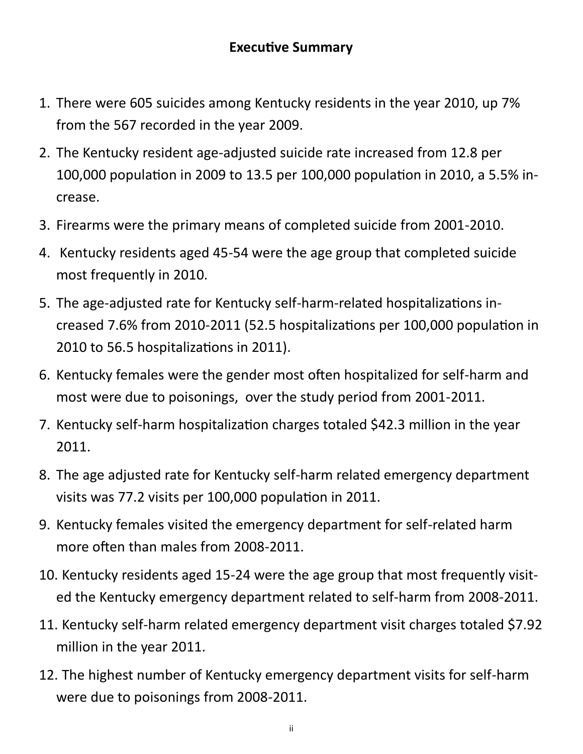## Executive Summary

1. There were 605 suicides among Kentucky residents in the year 2010, up 7% from the 567 recorded in the year 2009.
2. The Kentucky resident age-adjusted suicide rate increased from 12.8 per 100,000 population in 2009 to 13.5 per 100,000 population in 2010, a 5.5% increase.
3. Firearms were the primary means of completed suicide from 2001-2010.
4. Kentucky residents aged 45-54 were the age group that completed suicide most frequently in 2010.
5. The age-adjusted rate for Kentucky self-harm-related hospitalizations increased 7.6% from 2010-2011 (52.5 hospitalizations per 100,000 population in 2010 to 56.5 hospitalizations in 2011).
6. Kentucky females were the gender most often hospitalized for self-harm and most were due to poisonings, over the study period from 2001-2011.
7. Kentucky self-harm hospitalization charges totaled $42.3 million in the year 2011.
8. The age adjusted rate for Kentucky self-harm related emergency department visits was 77.2 visits per 100,000 population in 2011.
9. Kentucky females visited the emergency department for self-related harm more often than males from 2008-2011.
10. Kentucky residents aged 15-24 were the age group that most frequently visited the Kentucky emergency department related to self-harm from 2008-2011.
11. Kentucky self-harm related emergency department visit charges totaled $7.92 million in the year 2011.
12. The highest number of Kentucky emergency department visits for self-harm were due to poisonings from 2008-2011.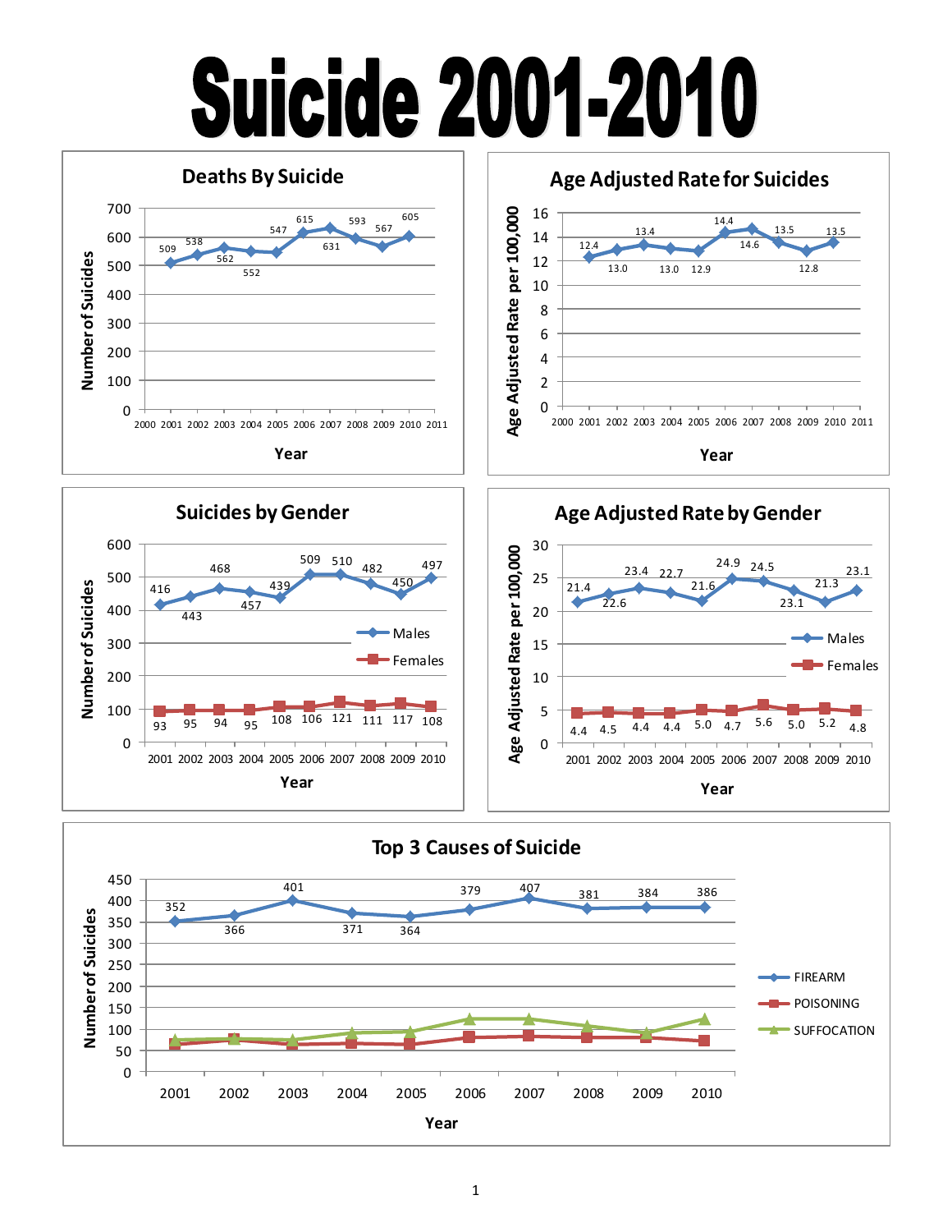# Suicide 2001-2010

## Deaths By Suicide

| Year | Number of Suicides |
|---|---|
| 2001 | 509 |
| 2002 | 538 |
| 2003 | 562 |
| 2004 | 552 |
| 2005 | 547 |
| 2006 | 615 |
| 2007 | 631 |
| 2008 | 593 |
| 2009 | 567 |
| 2010 | 605 |

## Age Adjusted Rate for Suicides

| Year | Age Adjusted Rate per 100,000 |
|---|---|
| 2001 | 12.4 |
| 2002 | 13.0 |
| 2003 | 13.4 |
| 2004 | 13.0 |
| 2005 | 12.9 |
| 2006 | 14.4 |
| 2007 | 14.6 |
| 2008 | 13.5 |
| 2009 | 12.8 |
| 2010 | 13.5 |

## Suicides by Gender

| Year | Males | Females |
|---|---|---|
| 2001 | 416 | 93 |
| 2002 | 443 | 95 |
| 2003 | 468 | 94 |
| 2004 | 457 | 95 |
| 2005 | 439 | 108 |
| 2006 | 509 | 106 |
| 2007 | 510 | 121 |
| 2008 | 482 | 111 |
| 2009 | 450 | 117 |
| 2010 | 497 | 108 |

## Age Adjusted Rate by Gender

| Year | Males | Females |
|---|---|---|
| 2001 | 21.4 | 4.4 |
| 2002 | 22.6 | 4.5 |
| 2003 | 23.4 | 4.4 |
| 2004 | 22.7 | 4.4 |
| 2005 | 21.6 | 5.0 |
| 2006 | 24.9 | 4.7 |
| 2007 | 24.5 | 5.6 |
| 2008 | 23.1 | 5.0 |
| 2009 | 21.3 | 5.2 |
| 2010 | 23.1 | 4.8 |

## Top 3 Causes of Suicide

| Year | FIREARM |
|---|---|
| 2001 | 352 |
| 2002 | 366 |
| 2003 | 401 |
| 2004 | 371 |
| 2005 | 364 |
| 2006 | 379 |
| 2007 | 407 |
| 2008 | 381 |
| 2009 | 384 |
| 2010 | 386 |

Legend: FIREARM, POISONING, SUFFOCATION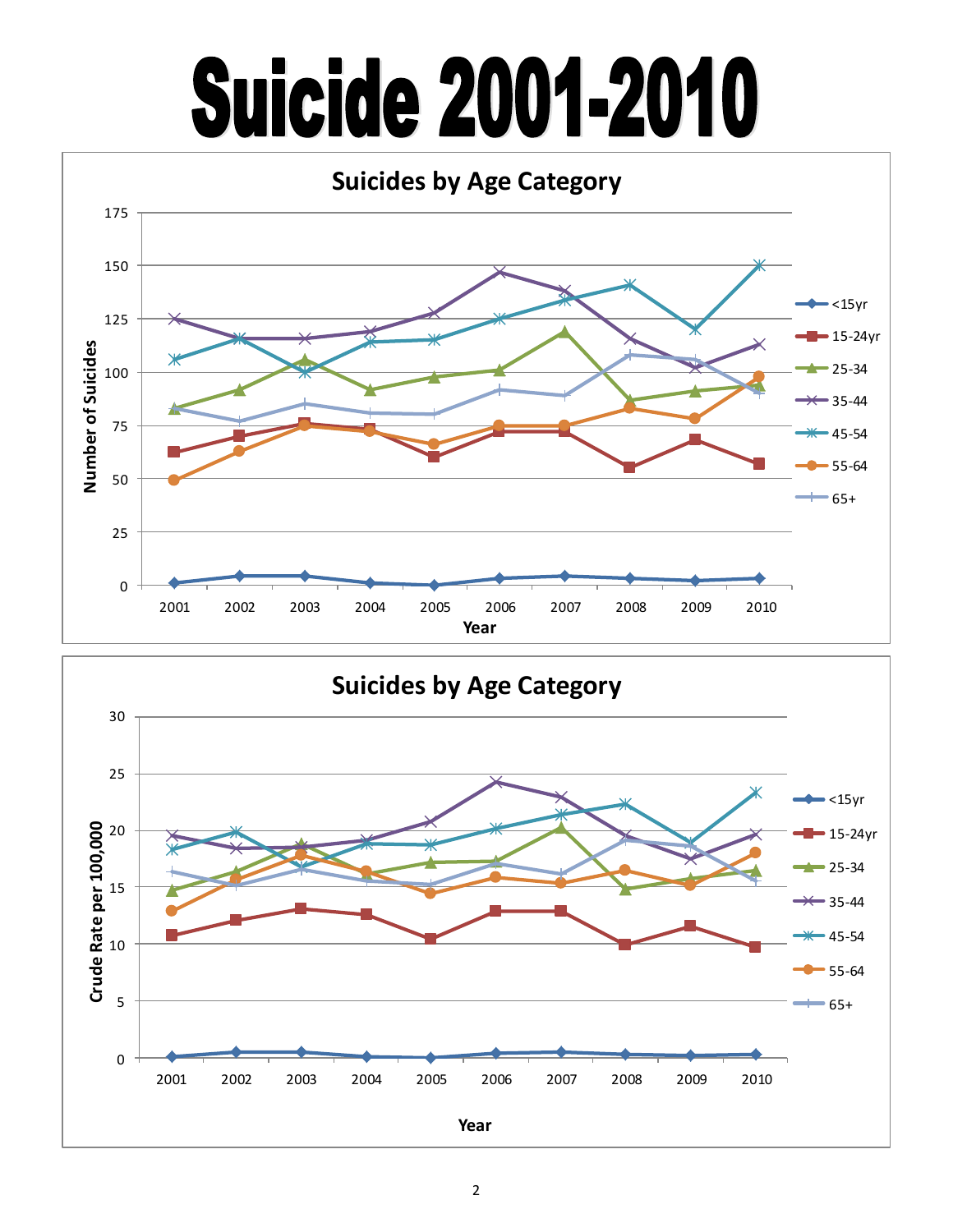# Suicide 2001-2010

## Suicides by Age Category

Number of Suicides

175, 150, 125, 100, 75, 50, 25, 0

2001 2002 2003 2004 2005 2006 2007 2008 2009 2010

Year

<15yr, 15-24yr, 25-34, 35-44, 45-54, 55-64, 65+

## Suicides by Age Category

Crude Rate per 100,000

30, 25, 20, 15, 10, 5, 0

2001 2002 2003 2004 2005 2006 2007 2008 2009 2010

Year

<15yr, 15-24yr, 25-34, 35-44, 45-54, 55-64, 65+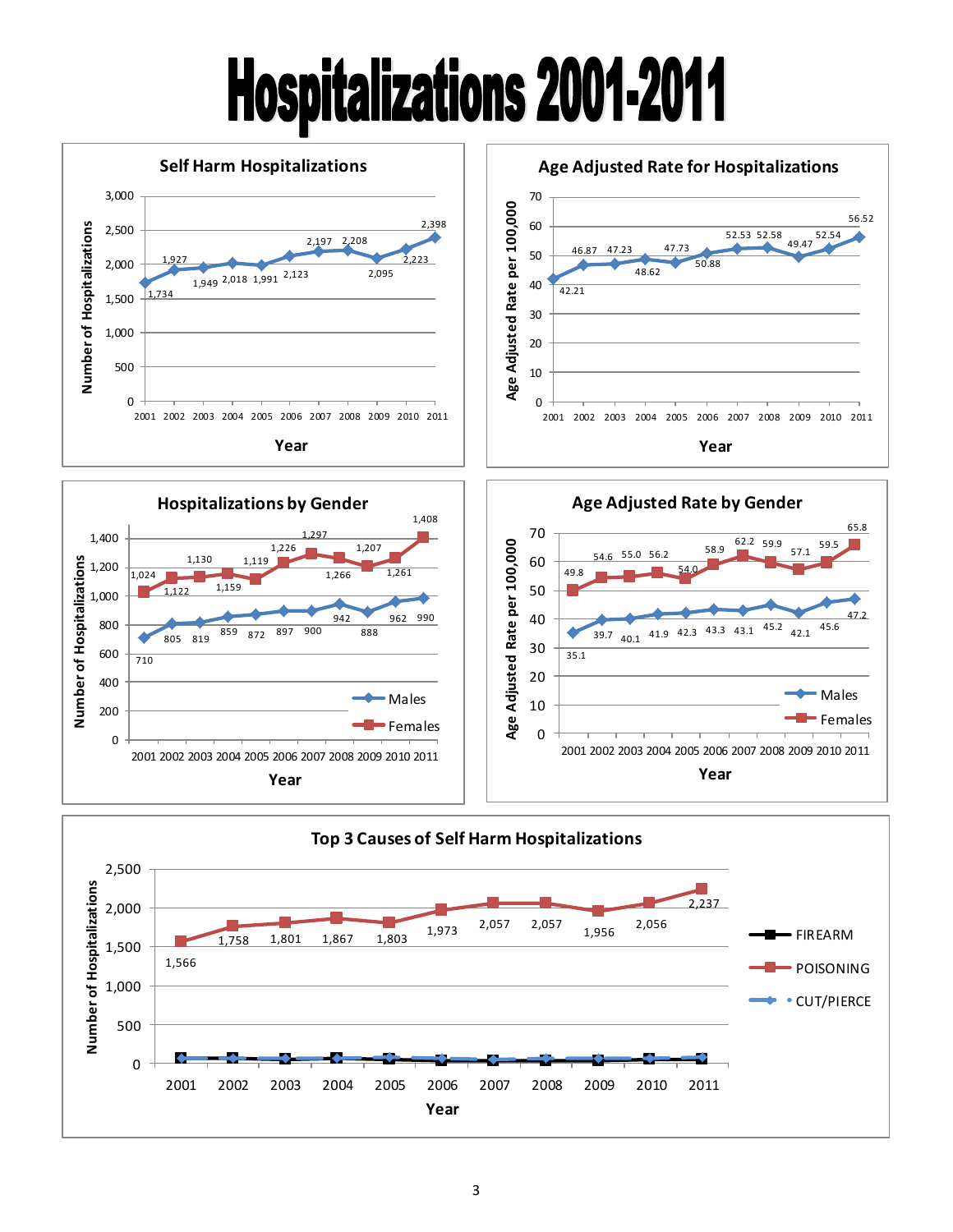# Hospitalizations 2001-2011

## Self Harm Hospitalizations

| Year | Number of Hospitalizations |
|---|---|
| 2001 | 1,734 |
| 2002 | 1,927 |
| 2003 | 1,949 |
| 2004 | 2,018 |
| 2005 | 1,991 |
| 2006 | 2,123 |
| 2007 | 2,197 |
| 2008 | 2,208 |
| 2009 | 2,095 |
| 2010 | 2,223 |
| 2011 | 2,398 |

## Age Adjusted Rate for Hospitalizations

| Year | Age Adjusted Rate per 100,000 |
|---|---|
| 2001 | 42.21 |
| 2002 | 46.87 |
| 2003 | 47.23 |
| 2004 | 48.62 |
| 2005 | 47.73 |
| 2006 | 50.88 |
| 2007 | 52.53 |
| 2008 | 52.58 |
| 2009 | 49.47 |
| 2010 | 52.54 |
| 2011 | 56.52 |

## Hospitalizations by Gender

| Year | Males | Females |
|---|---|---|
| 2001 | 710 | 1,024 |
| 2002 | 805 | 1,122 |
| 2003 | 819 | 1,130 |
| 2004 | 859 | 1,159 |
| 2005 | 872 | 1,119 |
| 2006 | 897 | 1,226 |
| 2007 | 900 | 1,297 |
| 2008 | 942 | 1,266 |
| 2009 | 888 | 1,207 |
| 2010 | 962 | 1,261 |
| 2011 | 990 | 1,408 |

## Age Adjusted Rate by Gender

| Year | Males | Females |
|---|---|---|
| 2001 | 35.1 | 49.8 |
| 2002 | 39.7 | 54.6 |
| 2003 | 40.1 | 55.0 |
| 2004 | 41.9 | 56.2 |
| 2005 | 42.3 | 54.0 |
| 2006 | 43.3 | 58.9 |
| 2007 | 43.1 | 62.2 |
| 2008 | 45.2 | 59.9 |
| 2009 | 42.1 | 57.1 |
| 2010 | 45.6 | 59.5 |
| 2011 | 47.2 | 65.8 |

## Top 3 Causes of Self Harm Hospitalizations

| Year | POISONING |
|---|---|
| 2001 | 1,566 |
| 2002 | 1,758 |
| 2003 | 1,801 |
| 2004 | 1,867 |
| 2005 | 1,803 |
| 2006 | 1,973 |
| 2007 | 2,057 |
| 2008 | 2,057 |
| 2009 | 1,956 |
| 2010 | 2,056 |
| 2011 | 2,237 |

Legend: FIREARM, POISONING, CUT/PIERCE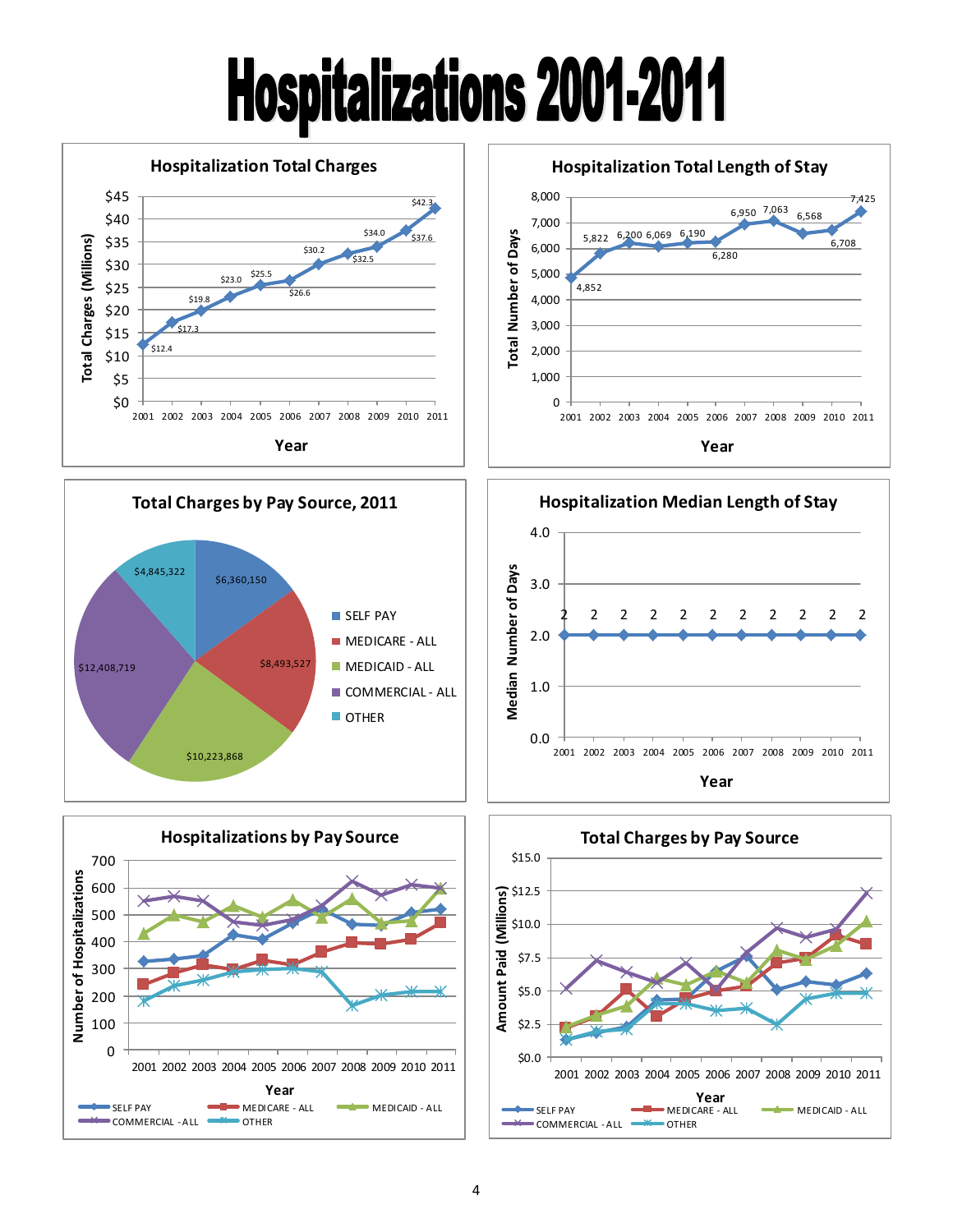# Hospitalizations 2001-2011

## Hospitalization Total Charges

| Year | Total Charges (Millions) |
|---|---|
| 2001 | $12.4 |
| 2002 | $17.3 |
| 2003 | $19.8 |
| 2004 | $23.0 |
| 2005 | $25.5 |
| 2006 | $26.6 |
| 2007 | $30.2 |
| 2008 | $32.5 |
| 2009 | $34.0 |
| 2010 | $37.6 |
| 2011 | $42.3 |

## Hospitalization Total Length of Stay

| Year | Total Number of Days |
|---|---|
| 2001 | 4,852 |
| 2002 | 5,822 |
| 2003 | 6,200 |
| 2004 | 6,069 |
| 2005 | 6,190 |
| 2006 | 6,280 |
| 2007 | 6,950 |
| 2008 | 7,063 |
| 2009 | 6,568 |
| 2010 | 6,708 |
| 2011 | 7,425 |

## Total Charges by Pay Source, 2011

| Pay Source | Total Charges |
|---|---|
| SELF PAY | $6,360,150 |
| MEDICARE - ALL | $8,493,527 |
| MEDICAID - ALL | $10,223,868 |
| COMMERCIAL - ALL | $12,408,719 |
| OTHER | $4,845,322 |

## Hospitalization Median Length of Stay

| Year | 2001 | 2002 | 2003 | 2004 | 2005 | 2006 | 2007 | 2008 | 2009 | 2010 | 2011 |
|---|---|---|---|---|---|---|---|---|---|---|---|
| Median Number of Days | 2 | 2 | 2 | 2 | 2 | 2 | 2 | 2 | 2 | 2 | 2 |

## Hospitalizations by Pay Source

Number of Hospitalizations by Year (2001–2011) for SELF PAY, MEDICARE - ALL, MEDICAID - ALL, COMMERCIAL - ALL, OTHER.

## Total Charges by Pay Source

Amount Paid (Millions) by Year (2001–2011) for SELF PAY, MEDICARE - ALL, MEDICAID - ALL, COMMERCIAL - ALL, OTHER.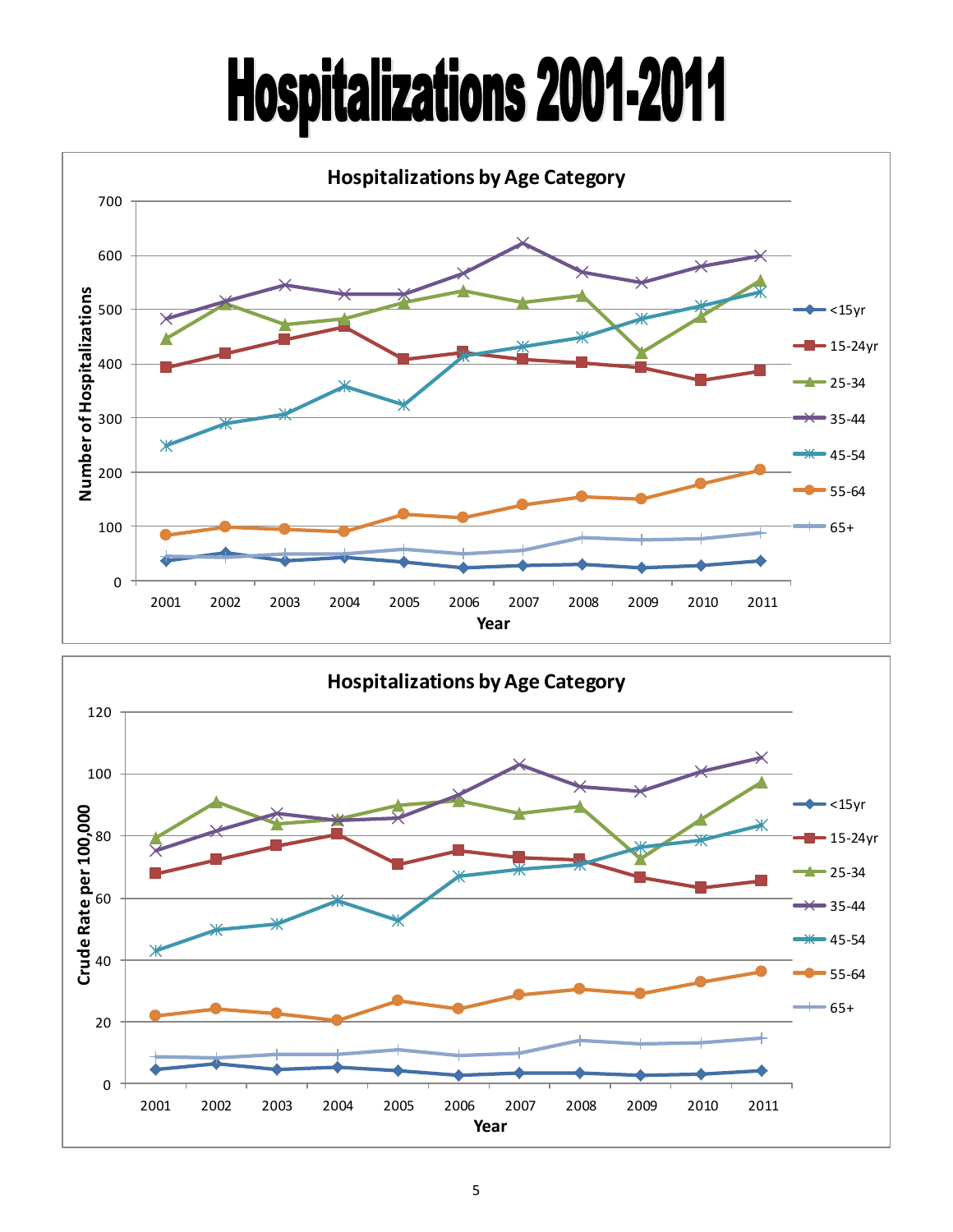# Hospitalizations 2001-2011

**Hospitalizations by Age Category**

Number of Hospitalizations (y-axis: 0–700); Year (x-axis: 2001–2011)

Legend: <15yr, 15-24yr, 25-34, 35-44, 45-54, 55-64, 65+

**Hospitalizations by Age Category**

Crude Rate per 100,000 (y-axis: 0–120); Year (x-axis: 2001–2011)

Legend: <15yr, 15-24yr, 25-34, 35-44, 45-54, 55-64, 65+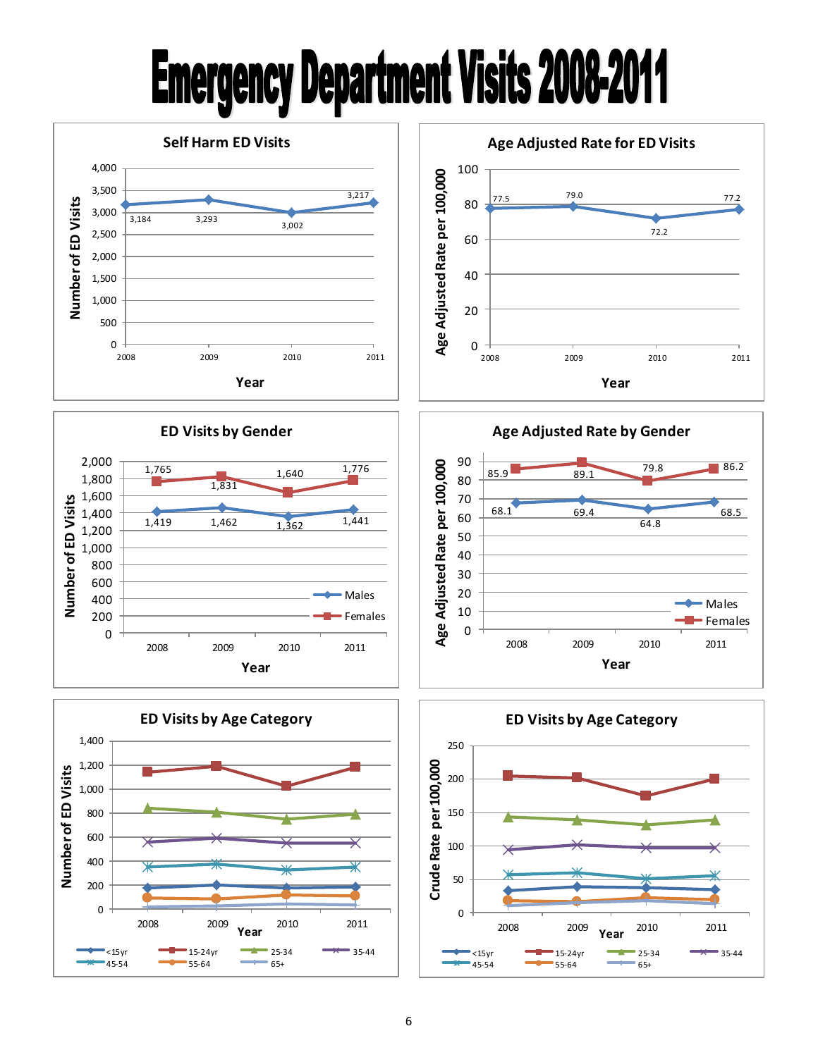# Emergency Department Visits 2008-2011

## Self Harm ED Visits

| Year | Number of ED Visits |
|---|---|
| 2008 | 3,184 |
| 2009 | 3,293 |
| 2010 | 3,002 |
| 2011 | 3,217 |

## Age Adjusted Rate for ED Visits

| Year | Age Adjusted Rate per 100,000 |
|---|---|
| 2008 | 77.5 |
| 2009 | 79.0 |
| 2010 | 72.2 |
| 2011 | 77.2 |

## ED Visits by Gender

| Year | Males | Females |
|---|---|---|
| 2008 | 1,419 | 1,765 |
| 2009 | 1,462 | 1,831 |
| 2010 | 1,362 | 1,640 |
| 2011 | 1,441 | 1,776 |

## Age Adjusted Rate by Gender

| Year | Males | Females |
|---|---|---|
| 2008 | 68.1 | 85.9 |
| 2009 | 69.4 | 89.1 |
| 2010 | 64.8 | 79.8 |
| 2011 | 68.5 | 86.2 |

## ED Visits by Age Category

Number of ED Visits by Year (2008, 2009, 2010, 2011) for age categories: <15yr, 15-24yr, 25-34, 35-44, 45-54, 55-64, 65+

## ED Visits by Age Category

Crude Rate per 100,000 by Year (2008, 2009, 2010, 2011) for age categories: <15yr, 15-24yr, 25-34, 35-44, 45-54, 55-64, 65+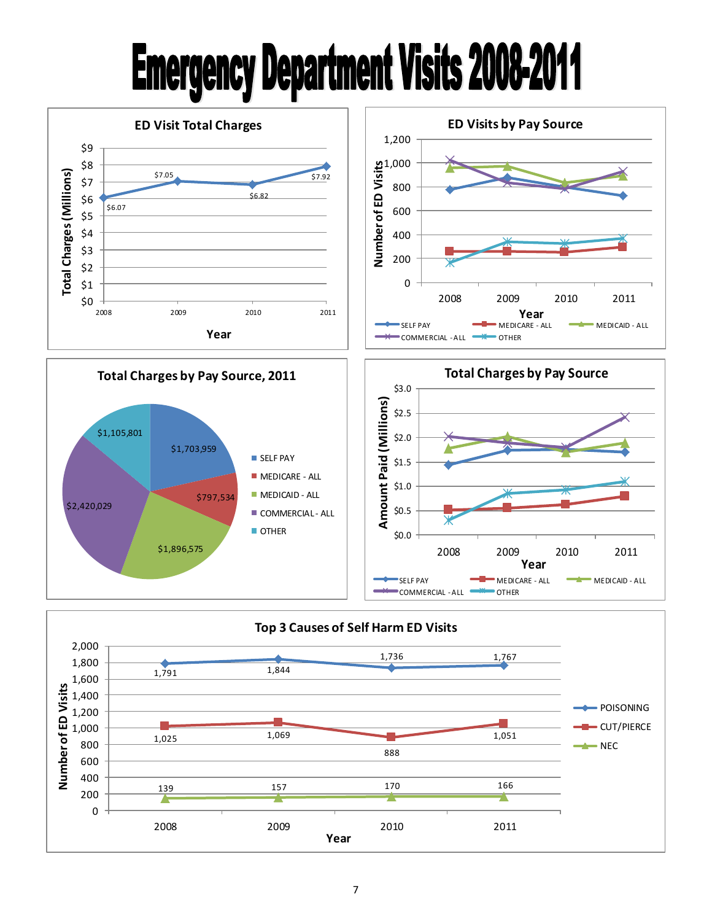# Emergency Department Visits 2008-2011

## ED Visit Total Charges

| Year | Total Charges (Millions) |
|---|---|
| 2008 | $6.07 |
| 2009 | $7.05 |
| 2010 | $6.82 |
| 2011 | $7.92 |

## ED Visits by Pay Source

Number of ED Visits by Year: SELF PAY, MEDICARE - ALL, MEDICAID - ALL, COMMERCIAL - ALL, OTHER

## Total Charges by Pay Source, 2011

| Pay Source | Total Charges |
|---|---|
| SELF PAY | $1,703,959 |
| MEDICARE - ALL | $797,534 |
| MEDICAID - ALL | $1,896,575 |
| COMMERCIAL - ALL | $2,420,029 |
| OTHER | $1,105,801 |

## Total Charges by Pay Source

Amount Paid (Millions) by Year: SELF PAY, MEDICARE - ALL, MEDICAID - ALL, COMMERCIAL - ALL, OTHER

## Top 3 Causes of Self Harm ED Visits

| Year | POISONING | CUT/PIERCE | NEC |
|---|---|---|---|
| 2008 | 1,791 | 1,025 | 139 |
| 2009 | 1,844 | 1,069 | 157 |
| 2010 | 1,736 | 888 | 170 |
| 2011 | 1,767 | 1,051 | 166 |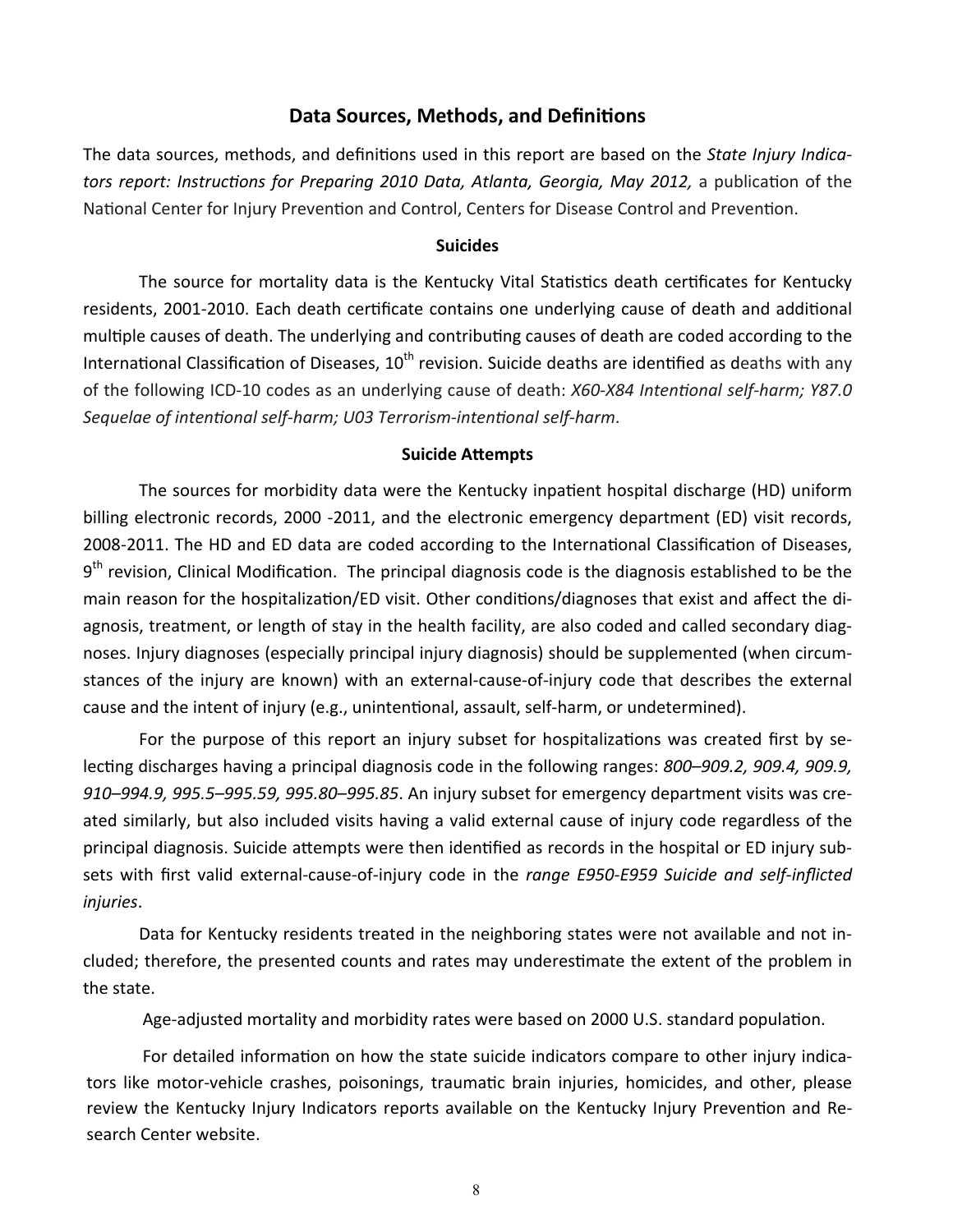## Data Sources, Methods, and Definitions

The data sources, methods, and definitions used in this report are based on the *State Injury Indicators report: Instructions for Preparing 2010 Data, Atlanta, Georgia, May 2012,* a publication of the National Center for Injury Prevention and Control, Centers for Disease Control and Prevention.

### Suicides

The source for mortality data is the Kentucky Vital Statistics death certificates for Kentucky residents, 2001-2010. Each death certificate contains one underlying cause of death and additional multiple causes of death. The underlying and contributing causes of death are coded according to the International Classification of Diseases, 10th revision. Suicide deaths are identified as deaths with any of the following ICD-10 codes as an underlying cause of death: *X60-X84 Intentional self-harm; Y87.0 Sequelae of intentional self-harm; U03 Terrorism-intentional self-harm*.

### Suicide Attempts

The sources for morbidity data were the Kentucky inpatient hospital discharge (HD) uniform billing electronic records, 2000 -2011, and the electronic emergency department (ED) visit records, 2008-2011. The HD and ED data are coded according to the International Classification of Diseases, 9th revision, Clinical Modification. The principal diagnosis code is the diagnosis established to be the main reason for the hospitalization/ED visit. Other conditions/diagnoses that exist and affect the diagnosis, treatment, or length of stay in the health facility, are also coded and called secondary diagnoses. Injury diagnoses (especially principal injury diagnosis) should be supplemented (when circumstances of the injury are known) with an external-cause-of-injury code that describes the external cause and the intent of injury (e.g., unintentional, assault, self-harm, or undetermined).

For the purpose of this report an injury subset for hospitalizations was created first by selecting discharges having a principal diagnosis code in the following ranges: *800–909.2, 909.4, 909.9, 910–994.9, 995.5–995.59, 995.80–995.85*. An injury subset for emergency department visits was created similarly, but also included visits having a valid external cause of injury code regardless of the principal diagnosis. Suicide attempts were then identified as records in the hospital or ED injury subsets with first valid external-cause-of-injury code in the *range E950-E959 Suicide and self-inflicted injuries*.

Data for Kentucky residents treated in the neighboring states were not available and not included; therefore, the presented counts and rates may underestimate the extent of the problem in the state.

Age-adjusted mortality and morbidity rates were based on 2000 U.S. standard population.

For detailed information on how the state suicide indicators compare to other injury indicators like motor-vehicle crashes, poisonings, traumatic brain injuries, homicides, and other, please review the Kentucky Injury Indicators reports available on the Kentucky Injury Prevention and Research Center website.